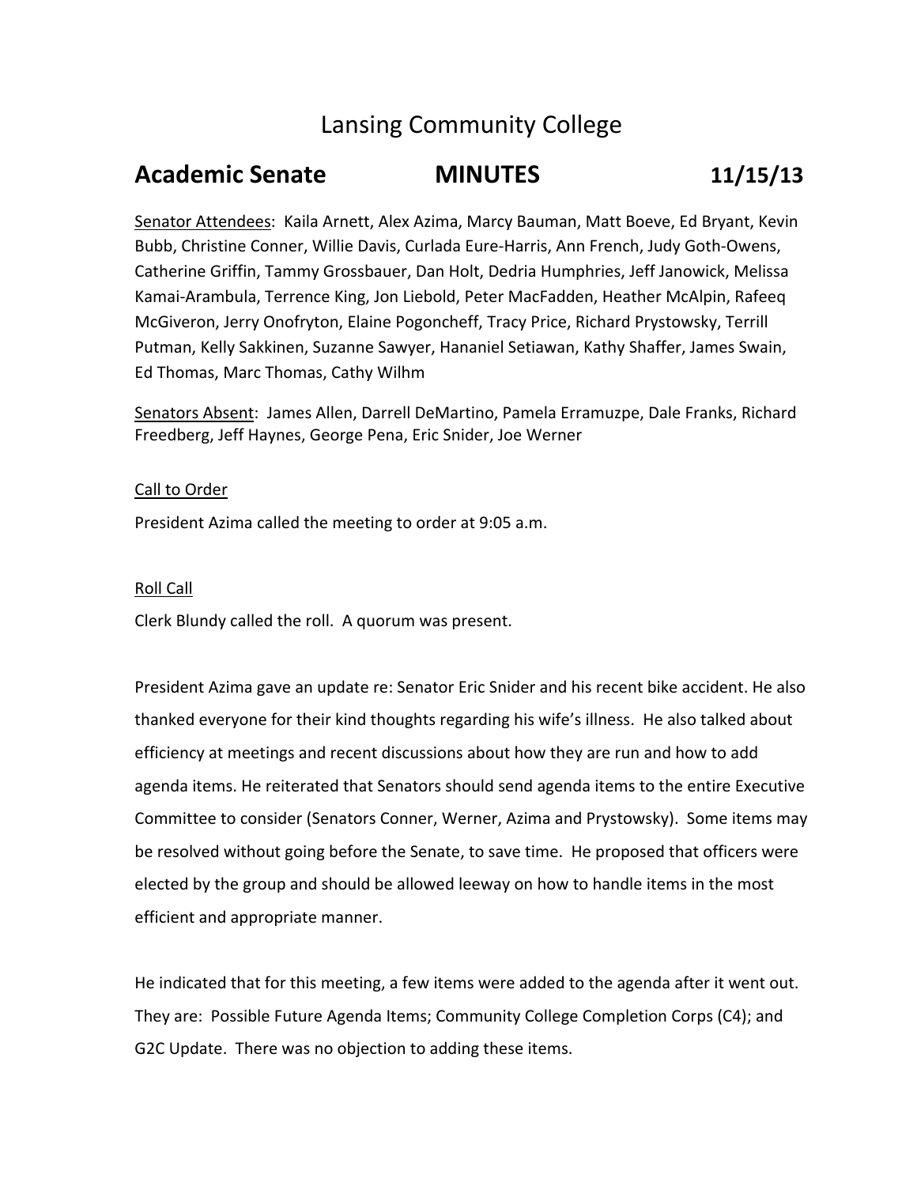# Lansing Community College

## Academic Senate MINUTES 11/15/13

Senator Attendees: Kaila Arnett, Alex Azima, Marcy Bauman, Matt Boeve, Ed Bryant, Kevin Bubb, Christine Conner, Willie Davis, Curlada Eure-Harris, Ann French, Judy Goth-Owens, Catherine Griffin, Tammy Grossbauer, Dan Holt, Dedria Humphries, Jeff Janowick, Melissa Kamai-Arambula, Terrence King, Jon Liebold, Peter MacFadden, Heather McAlpin, Rafeeq McGiveron, Jerry Onofryton, Elaine Pogoncheff, Tracy Price, Richard Prystowsky, Terrill Putman, Kelly Sakkinen, Suzanne Sawyer, Hananiel Setiawan, Kathy Shaffer, James Swain, Ed Thomas, Marc Thomas, Cathy Wilhm

Senators Absent: James Allen, Darrell DeMartino, Pamela Erramuzpe, Dale Franks, Richard Freedberg, Jeff Haynes, George Pena, Eric Snider, Joe Werner

Call to Order

President Azima called the meeting to order at 9:05 a.m.

Roll Call

Clerk Blundy called the roll. A quorum was present.

President Azima gave an update re: Senator Eric Snider and his recent bike accident. He also thanked everyone for their kind thoughts regarding his wife's illness. He also talked about efficiency at meetings and recent discussions about how they are run and how to add agenda items. He reiterated that Senators should send agenda items to the entire Executive Committee to consider (Senators Conner, Werner, Azima and Prystowsky). Some items may be resolved without going before the Senate, to save time. He proposed that officers were elected by the group and should be allowed leeway on how to handle items in the most efficient and appropriate manner.

He indicated that for this meeting, a few items were added to the agenda after it went out. They are: Possible Future Agenda Items; Community College Completion Corps (C4); and G2C Update. There was no objection to adding these items.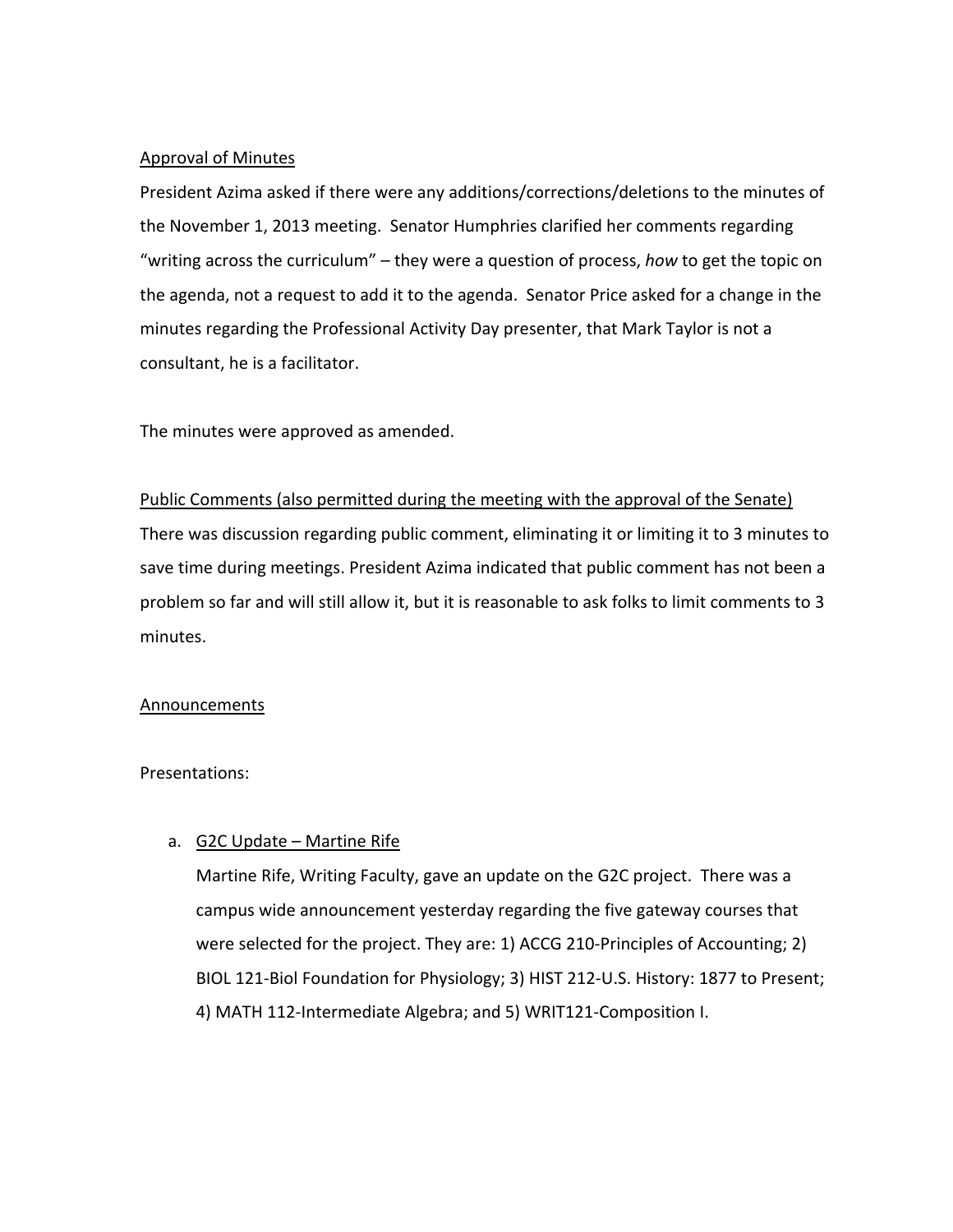Approval of Minutes

President Azima asked if there were any additions/corrections/deletions to the minutes of the November 1, 2013 meeting. Senator Humphries clarified her comments regarding "writing across the curriculum" – they were a question of process, *how* to get the topic on the agenda, not a request to add it to the agenda. Senator Price asked for a change in the minutes regarding the Professional Activity Day presenter, that Mark Taylor is not a consultant, he is a facilitator.

The minutes were approved as amended.

Public Comments (also permitted during the meeting with the approval of the Senate)

There was discussion regarding public comment, eliminating it or limiting it to 3 minutes to save time during meetings. President Azima indicated that public comment has not been a problem so far and will still allow it, but it is reasonable to ask folks to limit comments to 3 minutes.

Announcements

Presentations:

a. G2C Update – Martine Rife

   Martine Rife, Writing Faculty, gave an update on the G2C project. There was a campus wide announcement yesterday regarding the five gateway courses that were selected for the project. They are: 1) ACCG 210-Principles of Accounting; 2) BIOL 121-Biol Foundation for Physiology; 3) HIST 212-U.S. History: 1877 to Present; 4) MATH 112-Intermediate Algebra; and 5) WRIT121-Composition I.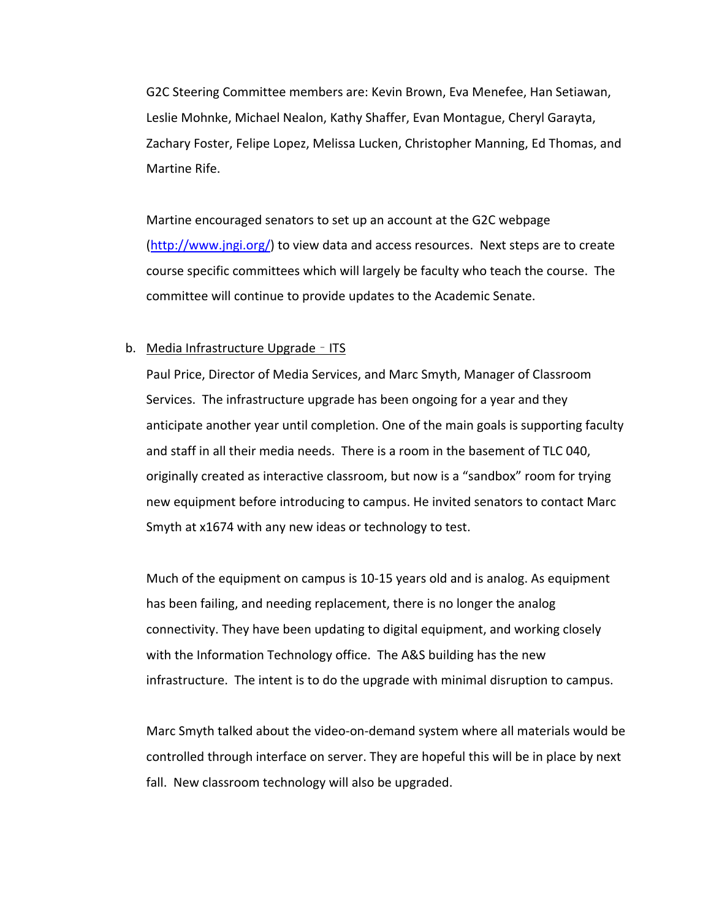G2C Steering Committee members are: Kevin Brown, Eva Menefee, Han Setiawan, Leslie Mohnke, Michael Nealon, Kathy Shaffer, Evan Montague, Cheryl Garayta, Zachary Foster, Felipe Lopez, Melissa Lucken, Christopher Manning, Ed Thomas, and Martine Rife.

Martine encouraged senators to set up an account at the G2C webpage ([http://www.jngi.org/](http://www.jngi.org/)) to view data and access resources. Next steps are to create course specific committees which will largely be faculty who teach the course. The committee will continue to provide updates to the Academic Senate.

b. Media Infrastructure Upgrade – ITS

Paul Price, Director of Media Services, and Marc Smyth, Manager of Classroom Services. The infrastructure upgrade has been ongoing for a year and they anticipate another year until completion. One of the main goals is supporting faculty and staff in all their media needs. There is a room in the basement of TLC 040, originally created as interactive classroom, but now is a "sandbox" room for trying new equipment before introducing to campus. He invited senators to contact Marc Smyth at x1674 with any new ideas or technology to test.

Much of the equipment on campus is 10-15 years old and is analog. As equipment has been failing, and needing replacement, there is no longer the analog connectivity. They have been updating to digital equipment, and working closely with the Information Technology office. The A&S building has the new infrastructure. The intent is to do the upgrade with minimal disruption to campus.

Marc Smyth talked about the video-on-demand system where all materials would be controlled through interface on server. They are hopeful this will be in place by next fall. New classroom technology will also be upgraded.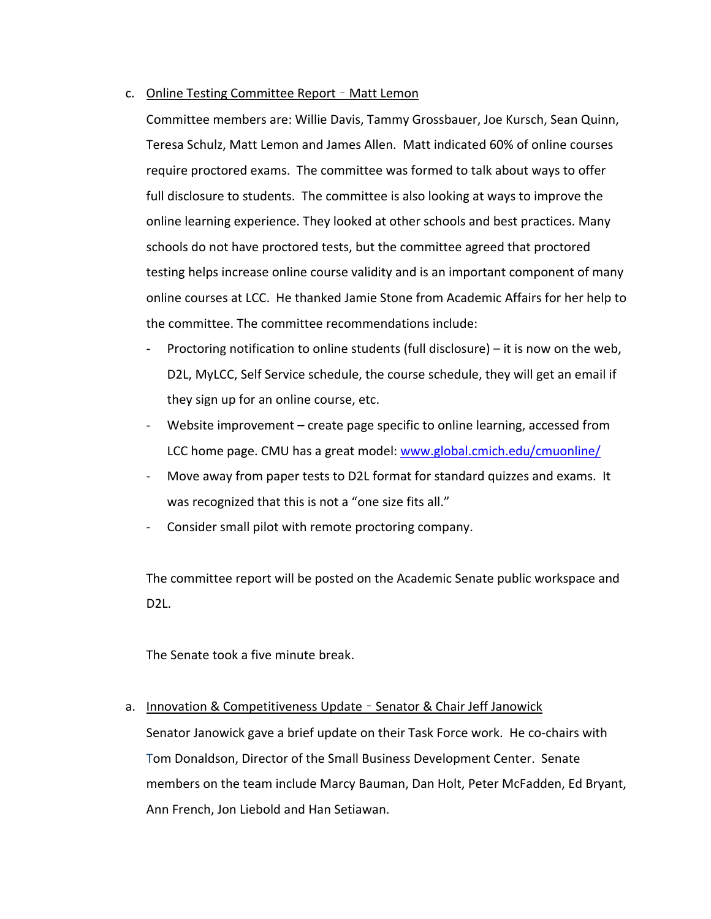c. Online Testing Committee Report – Matt Lemon

Committee members are: Willie Davis, Tammy Grossbauer, Joe Kursch, Sean Quinn, Teresa Schulz, Matt Lemon and James Allen. Matt indicated 60% of online courses require proctored exams. The committee was formed to talk about ways to offer full disclosure to students. The committee is also looking at ways to improve the online learning experience. They looked at other schools and best practices. Many schools do not have proctored tests, but the committee agreed that proctored testing helps increase online course validity and is an important component of many online courses at LCC. He thanked Jamie Stone from Academic Affairs for her help to the committee. The committee recommendations include:

- Proctoring notification to online students (full disclosure) – it is now on the web, D2L, MyLCC, Self Service schedule, the course schedule, they will get an email if they sign up for an online course, etc.
- Website improvement – create page specific to online learning, accessed from LCC home page. CMU has a great model: www.global.cmich.edu/cmuonline/
- Move away from paper tests to D2L format for standard quizzes and exams. It was recognized that this is not a "one size fits all."
- Consider small pilot with remote proctoring company.

The committee report will be posted on the Academic Senate public workspace and D2L.

The Senate took a five minute break.

a. Innovation & Competitiveness Update – Senator & Chair Jeff Janowick

Senator Janowick gave a brief update on their Task Force work. He co-chairs with Tom Donaldson, Director of the Small Business Development Center. Senate members on the team include Marcy Bauman, Dan Holt, Peter McFadden, Ed Bryant, Ann French, Jon Liebold and Han Setiawan.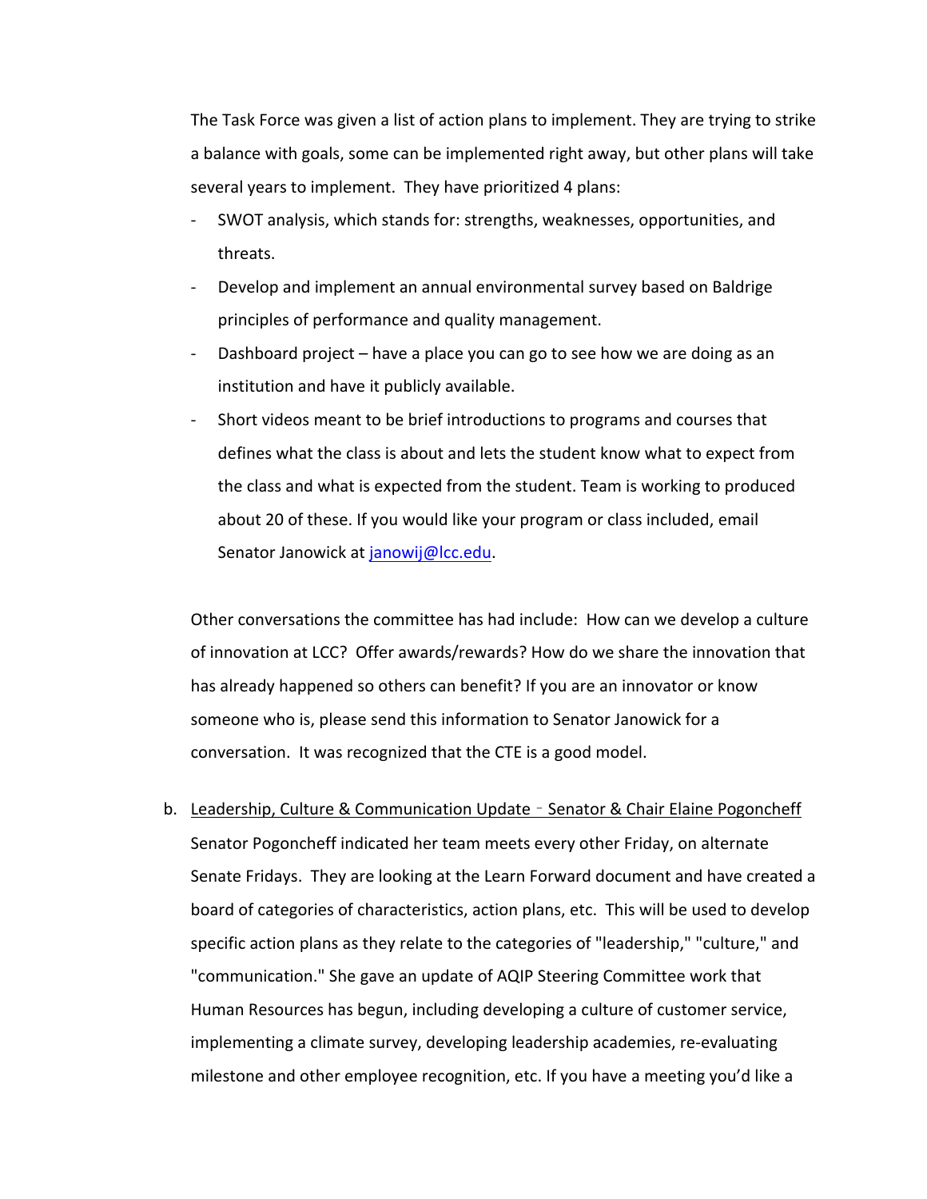The Task Force was given a list of action plans to implement. They are trying to strike a balance with goals, some can be implemented right away, but other plans will take several years to implement. They have prioritized 4 plans:

- SWOT analysis, which stands for: strengths, weaknesses, opportunities, and threats.
- Develop and implement an annual environmental survey based on Baldrige principles of performance and quality management.
- Dashboard project – have a place you can go to see how we are doing as an institution and have it publicly available.
- Short videos meant to be brief introductions to programs and courses that defines what the class is about and lets the student know what to expect from the class and what is expected from the student. Team is working to produced about 20 of these. If you would like your program or class included, email Senator Janowick at janowij@lcc.edu.

Other conversations the committee has had include: How can we develop a culture of innovation at LCC? Offer awards/rewards? How do we share the innovation that has already happened so others can benefit? If you are an innovator or know someone who is, please send this information to Senator Janowick for a conversation. It was recognized that the CTE is a good model.

b. Leadership, Culture & Communication Update – Senator & Chair Elaine Pogoncheff
Senator Pogoncheff indicated her team meets every other Friday, on alternate Senate Fridays. They are looking at the Learn Forward document and have created a board of categories of characteristics, action plans, etc. This will be used to develop specific action plans as they relate to the categories of "leadership," "culture," and "communication." She gave an update of AQIP Steering Committee work that Human Resources has begun, including developing a culture of customer service, implementing a climate survey, developing leadership academies, re-evaluating milestone and other employee recognition, etc. If you have a meeting you'd like a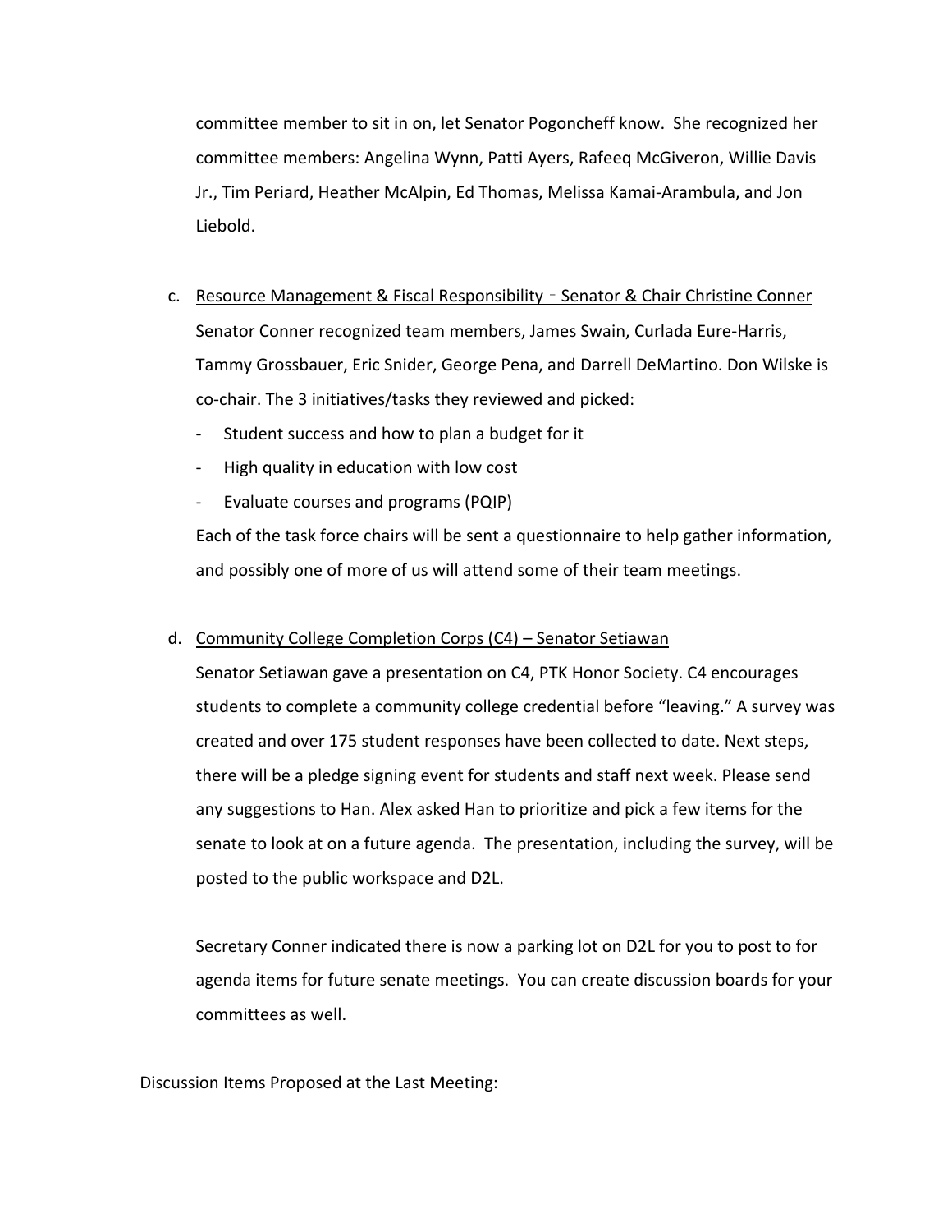committee member to sit in on, let Senator Pogoncheff know. She recognized her committee members: Angelina Wynn, Patti Ayers, Rafeeq McGiveron, Willie Davis Jr., Tim Periard, Heather McAlpin, Ed Thomas, Melissa Kamai-Arambula, and Jon Liebold.

c. Resource Management & Fiscal Responsibility – Senator & Chair Christine Conner

   Senator Conner recognized team members, James Swain, Curlada Eure-Harris, Tammy Grossbauer, Eric Snider, George Pena, and Darrell DeMartino. Don Wilske is co-chair. The 3 initiatives/tasks they reviewed and picked:

   - Student success and how to plan a budget for it
   - High quality in education with low cost
   - Evaluate courses and programs (PQIP)

   Each of the task force chairs will be sent a questionnaire to help gather information, and possibly one of more of us will attend some of their team meetings.

d. Community College Completion Corps (C4) – Senator Setiawan

   Senator Setiawan gave a presentation on C4, PTK Honor Society. C4 encourages students to complete a community college credential before "leaving." A survey was created and over 175 student responses have been collected to date. Next steps, there will be a pledge signing event for students and staff next week. Please send any suggestions to Han. Alex asked Han to prioritize and pick a few items for the senate to look at on a future agenda. The presentation, including the survey, will be posted to the public workspace and D2L.

   Secretary Conner indicated there is now a parking lot on D2L for you to post to for agenda items for future senate meetings. You can create discussion boards for your committees as well.

Discussion Items Proposed at the Last Meeting: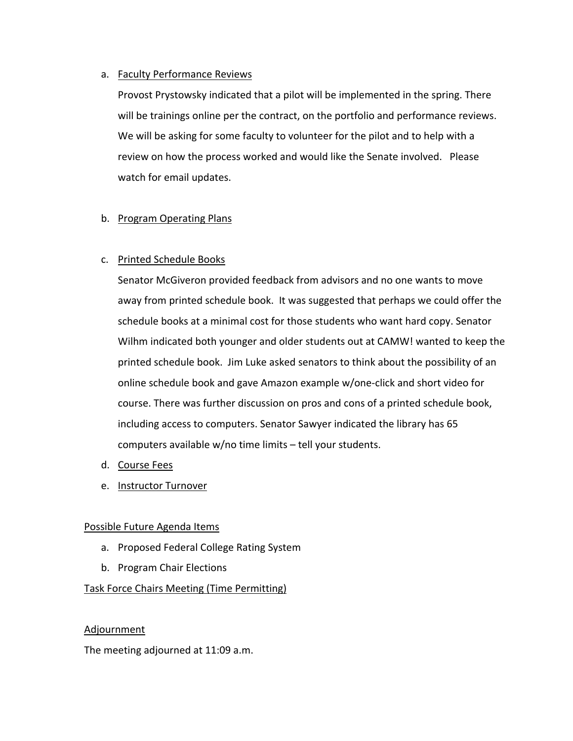a. <u>Faculty Performance Reviews</u>

   Provost Prystowsky indicated that a pilot will be implemented in the spring. There will be trainings online per the contract, on the portfolio and performance reviews. We will be asking for some faculty to volunteer for the pilot and to help with a review on how the process worked and would like the Senate involved. Please watch for email updates.

b. <u>Program Operating Plans</u>

c. <u>Printed Schedule Books</u>

   Senator McGiveron provided feedback from advisors and no one wants to move away from printed schedule book. It was suggested that perhaps we could offer the schedule books at a minimal cost for those students who want hard copy. Senator Wilhm indicated both younger and older students out at CAMW! wanted to keep the printed schedule book. Jim Luke asked senators to think about the possibility of an online schedule book and gave Amazon example w/one-click and short video for course. There was further discussion on pros and cons of a printed schedule book, including access to computers. Senator Sawyer indicated the library has 65 computers available w/no time limits – tell your students.

d. <u>Course Fees</u>

e. <u>Instructor Turnover</u>

<u>Possible Future Agenda Items</u>

a. Proposed Federal College Rating System
b. Program Chair Elections

<u>Task Force Chairs Meeting (Time Permitting)</u>

<u>Adjournment</u>

The meeting adjourned at 11:09 a.m.